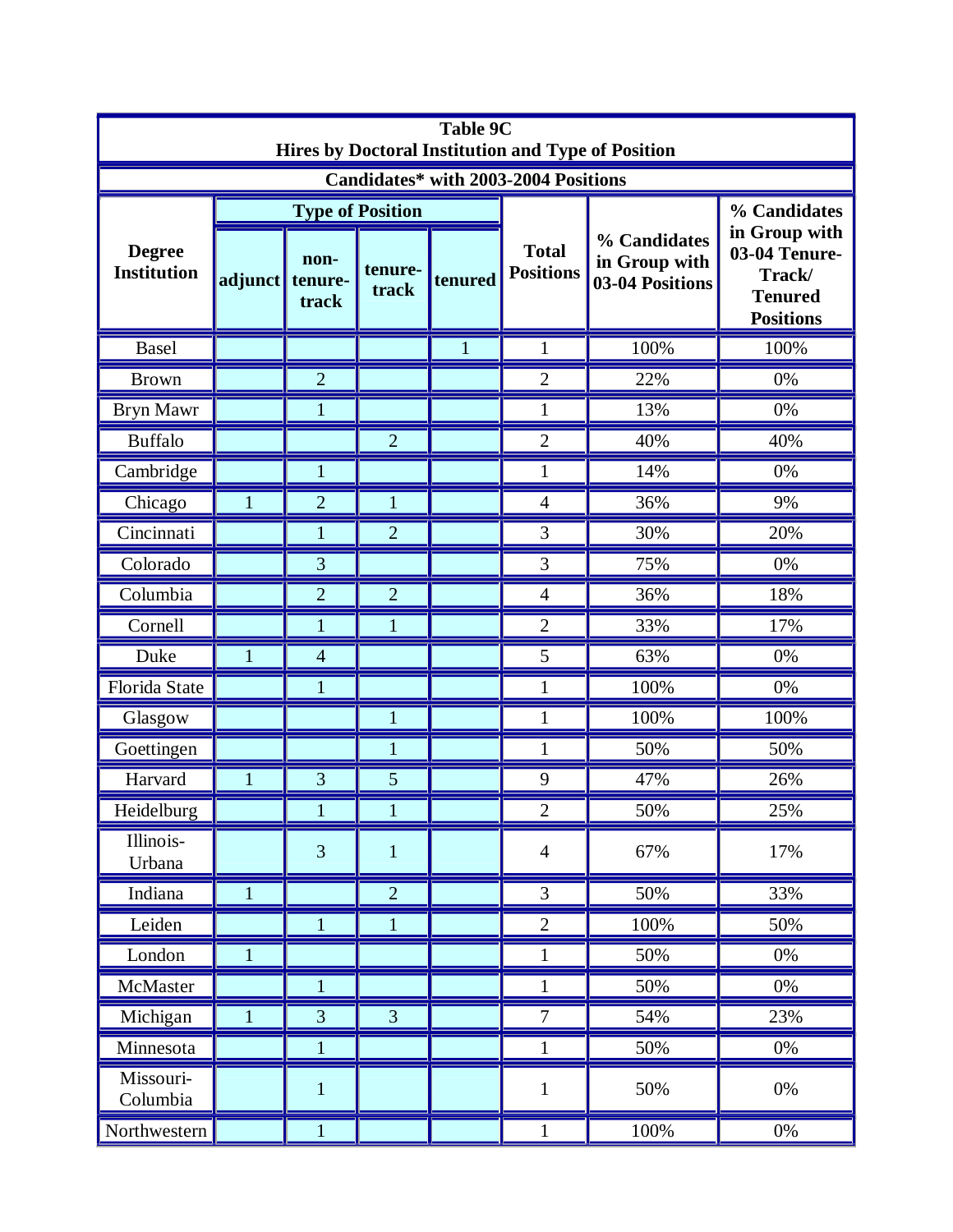**Table 9C**
**Hires by Doctoral Institution and Type of Position**

**Candidates* with 2003-2004 Positions**

| Degree Institution | Type of Position | | | | Total Positions | % Candidates in Group with 03-04 Positions | % Candidates in Group with 03-04 Tenure-Track/ Tenured Positions |
|---|---|---|---|---|---|---|---|
| | adjunct | non-tenure-track | tenure-track | tenured | | | |
| Basel | | | | 1 | 1 | 100% | 100% |
| Brown | | 2 | | | 2 | 22% | 0% |
| Bryn Mawr | | 1 | | | 1 | 13% | 0% |
| Buffalo | | | 2 | | 2 | 40% | 40% |
| Cambridge | | 1 | | | 1 | 14% | 0% |
| Chicago | 1 | 2 | 1 | | 4 | 36% | 9% |
| Cincinnati | | 1 | 2 | | 3 | 30% | 20% |
| Colorado | | 3 | | | 3 | 75% | 0% |
| Columbia | | 2 | 2 | | 4 | 36% | 18% |
| Cornell | | 1 | 1 | | 2 | 33% | 17% |
| Duke | 1 | 4 | | | 5 | 63% | 0% |
| Florida State | | 1 | | | 1 | 100% | 0% |
| Glasgow | | | 1 | | 1 | 100% | 100% |
| Goettingen | | | 1 | | 1 | 50% | 50% |
| Harvard | 1 | 3 | 5 | | 9 | 47% | 26% |
| Heidelburg | | 1 | 1 | | 2 | 50% | 25% |
| Illinois-Urbana | | 3 | 1 | | 4 | 67% | 17% |
| Indiana | 1 | | 2 | | 3 | 50% | 33% |
| Leiden | | 1 | 1 | | 2 | 100% | 50% |
| London | 1 | | | | 1 | 50% | 0% |
| McMaster | | 1 | | | 1 | 50% | 0% |
| Michigan | 1 | 3 | 3 | | 7 | 54% | 23% |
| Minnesota | | 1 | | | 1 | 50% | 0% |
| Missouri-Columbia | | 1 | | | 1 | 50% | 0% |
| Northwestern | | 1 | | | 1 | 100% | 0% |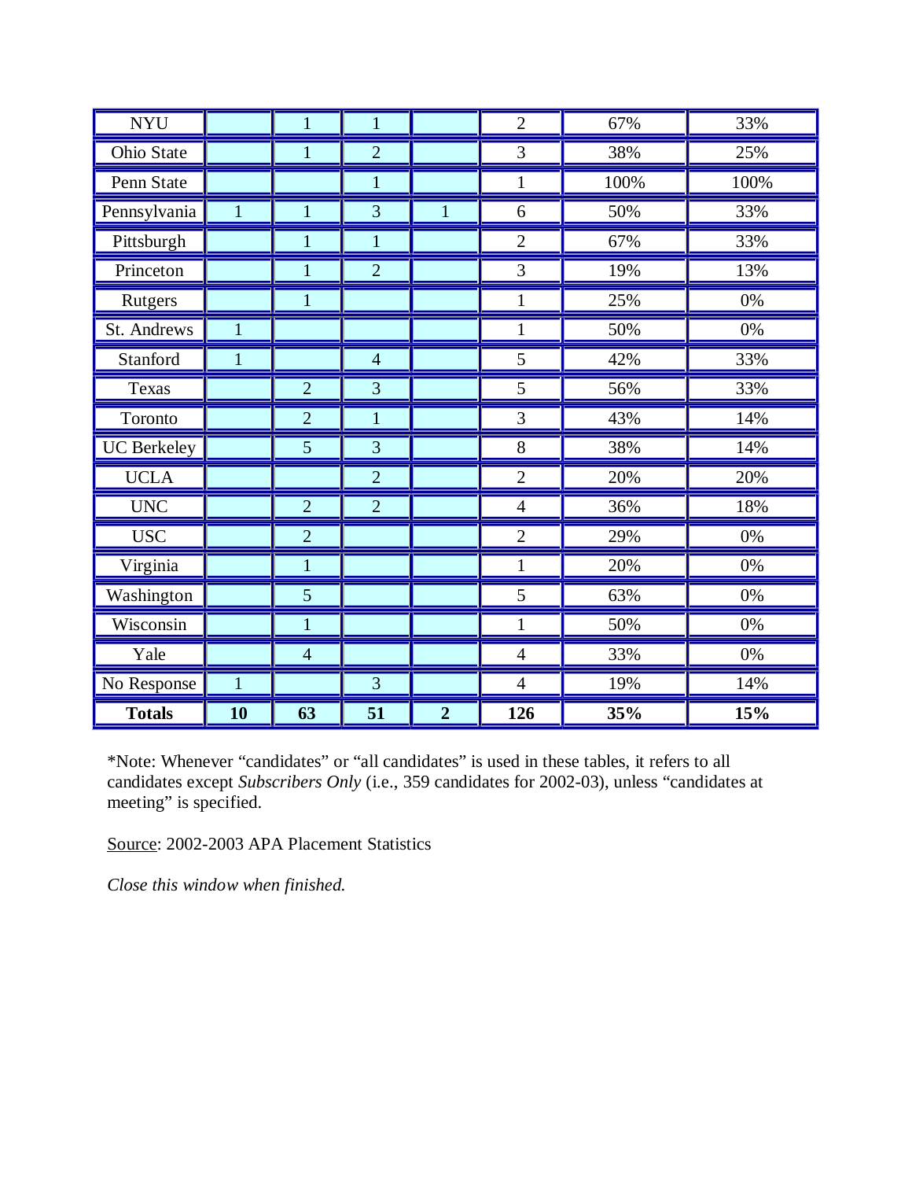| | | | | | | | |
|---|---|---|---|---|---|---|---|
| NYU | | 1 | 1 | | 2 | 67% | 33% |
| Ohio State | | 1 | 2 | | 3 | 38% | 25% |
| Penn State | | | 1 | | 1 | 100% | 100% |
| Pennsylvania | 1 | 1 | 3 | 1 | 6 | 50% | 33% |
| Pittsburgh | | 1 | 1 | | 2 | 67% | 33% |
| Princeton | | 1 | 2 | | 3 | 19% | 13% |
| Rutgers | | 1 | | | 1 | 25% | 0% |
| St. Andrews | 1 | | | | 1 | 50% | 0% |
| Stanford | 1 | | 4 | | 5 | 42% | 33% |
| Texas | | 2 | 3 | | 5 | 56% | 33% |
| Toronto | | 2 | 1 | | 3 | 43% | 14% |
| UC Berkeley | | 5 | 3 | | 8 | 38% | 14% |
| UCLA | | | 2 | | 2 | 20% | 20% |
| UNC | | 2 | 2 | | 4 | 36% | 18% |
| USC | | 2 | | | 2 | 29% | 0% |
| Virginia | | 1 | | | 1 | 20% | 0% |
| Washington | | 5 | | | 5 | 63% | 0% |
| Wisconsin | | 1 | | | 1 | 50% | 0% |
| Yale | | 4 | | | 4 | 33% | 0% |
| No Response | 1 | | 3 | | 4 | 19% | 14% |
| **Totals** | **10** | **63** | **51** | **2** | **126** | **35%** | **15%** |

*Note: Whenever "candidates" or "all candidates" is used in these tables, it refers to all candidates except *Subscribers Only* (i.e., 359 candidates for 2002-03), unless "candidates at meeting" is specified.

Source: 2002-2003 APA Placement Statistics

*Close this window when finished.*